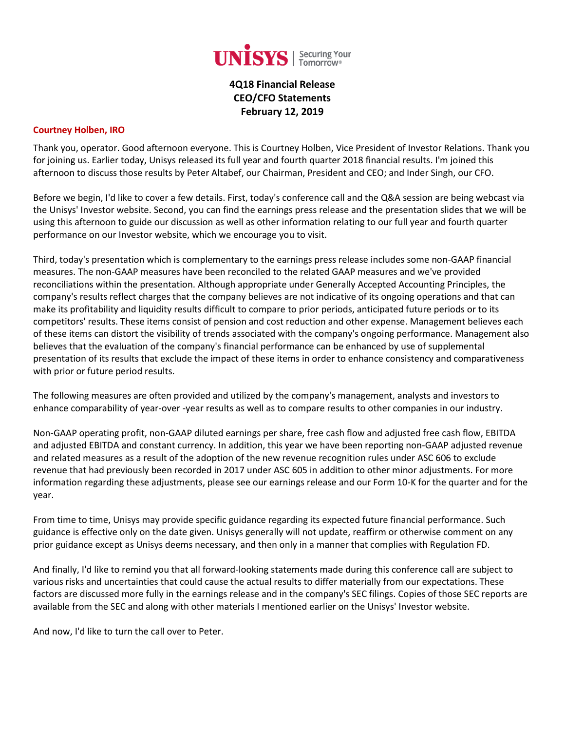UNISYS | Securing Your Tomorrow®

# 4Q18 Financial Release
# CEO/CFO Statements
# February 12, 2019

**Courtney Holben, IRO**

Thank you, operator. Good afternoon everyone. This is Courtney Holben, Vice President of Investor Relations. Thank you for joining us. Earlier today, Unisys released its full year and fourth quarter 2018 financial results. I'm joined this afternoon to discuss those results by Peter Altabef, our Chairman, President and CEO; and Inder Singh, our CFO.

Before we begin, I'd like to cover a few details. First, today's conference call and the Q&A session are being webcast via the Unisys' Investor website. Second, you can find the earnings press release and the presentation slides that we will be using this afternoon to guide our discussion as well as other information relating to our full year and fourth quarter performance on our Investor website, which we encourage you to visit.

Third, today's presentation which is complementary to the earnings press release includes some non-GAAP financial measures. The non-GAAP measures have been reconciled to the related GAAP measures and we've provided reconciliations within the presentation. Although appropriate under Generally Accepted Accounting Principles, the company's results reflect charges that the company believes are not indicative of its ongoing operations and that can make its profitability and liquidity results difficult to compare to prior periods, anticipated future periods or to its competitors' results. These items consist of pension and cost reduction and other expense. Management believes each of these items can distort the visibility of trends associated with the company's ongoing performance. Management also believes that the evaluation of the company's financial performance can be enhanced by use of supplemental presentation of its results that exclude the impact of these items in order to enhance consistency and comparativeness with prior or future period results.

The following measures are often provided and utilized by the company's management, analysts and investors to enhance comparability of year-over -year results as well as to compare results to other companies in our industry.

Non-GAAP operating profit, non-GAAP diluted earnings per share, free cash flow and adjusted free cash flow, EBITDA and adjusted EBITDA and constant currency. In addition, this year we have been reporting non-GAAP adjusted revenue and related measures as a result of the adoption of the new revenue recognition rules under ASC 606 to exclude revenue that had previously been recorded in 2017 under ASC 605 in addition to other minor adjustments. For more information regarding these adjustments, please see our earnings release and our Form 10-K for the quarter and for the year.

From time to time, Unisys may provide specific guidance regarding its expected future financial performance. Such guidance is effective only on the date given. Unisys generally will not update, reaffirm or otherwise comment on any prior guidance except as Unisys deems necessary, and then only in a manner that complies with Regulation FD.

And finally, I'd like to remind you that all forward-looking statements made during this conference call are subject to various risks and uncertainties that could cause the actual results to differ materially from our expectations. These factors are discussed more fully in the earnings release and in the company's SEC filings. Copies of those SEC reports are available from the SEC and along with other materials I mentioned earlier on the Unisys' Investor website.

And now, I'd like to turn the call over to Peter.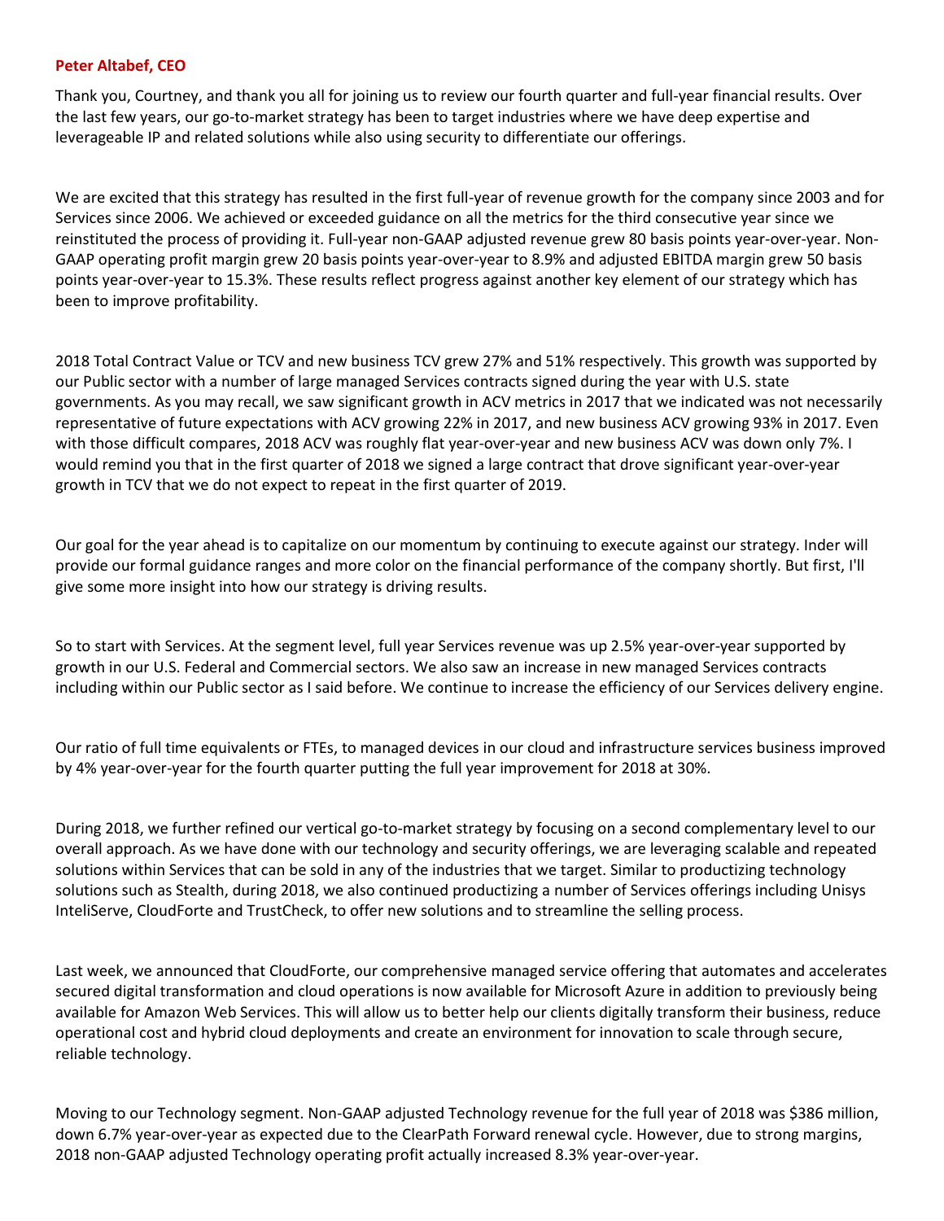**Peter Altabef, CEO**

Thank you, Courtney, and thank you all for joining us to review our fourth quarter and full-year financial results. Over the last few years, our go-to-market strategy has been to target industries where we have deep expertise and leverageable IP and related solutions while also using security to differentiate our offerings.

We are excited that this strategy has resulted in the first full-year of revenue growth for the company since 2003 and for Services since 2006. We achieved or exceeded guidance on all the metrics for the third consecutive year since we reinstituted the process of providing it. Full-year non-GAAP adjusted revenue grew 80 basis points year-over-year. Non-GAAP operating profit margin grew 20 basis points year-over-year to 8.9% and adjusted EBITDA margin grew 50 basis points year-over-year to 15.3%. These results reflect progress against another key element of our strategy which has been to improve profitability.

2018 Total Contract Value or TCV and new business TCV grew 27% and 51% respectively. This growth was supported by our Public sector with a number of large managed Services contracts signed during the year with U.S. state governments. As you may recall, we saw significant growth in ACV metrics in 2017 that we indicated was not necessarily representative of future expectations with ACV growing 22% in 2017, and new business ACV growing 93% in 2017. Even with those difficult compares, 2018 ACV was roughly flat year-over-year and new business ACV was down only 7%. I would remind you that in the first quarter of 2018 we signed a large contract that drove significant year-over-year growth in TCV that we do not expect to repeat in the first quarter of 2019.

Our goal for the year ahead is to capitalize on our momentum by continuing to execute against our strategy. Inder will provide our formal guidance ranges and more color on the financial performance of the company shortly. But first, I'll give some more insight into how our strategy is driving results.

So to start with Services. At the segment level, full year Services revenue was up 2.5% year-over-year supported by growth in our U.S. Federal and Commercial sectors. We also saw an increase in new managed Services contracts including within our Public sector as I said before. We continue to increase the efficiency of our Services delivery engine.

Our ratio of full time equivalents or FTEs, to managed devices in our cloud and infrastructure services business improved by 4% year-over-year for the fourth quarter putting the full year improvement for 2018 at 30%.

During 2018, we further refined our vertical go-to-market strategy by focusing on a second complementary level to our overall approach. As we have done with our technology and security offerings, we are leveraging scalable and repeated solutions within Services that can be sold in any of the industries that we target. Similar to productizing technology solutions such as Stealth, during 2018, we also continued productizing a number of Services offerings including Unisys InteliServe, CloudForte and TrustCheck, to offer new solutions and to streamline the selling process.

Last week, we announced that CloudForte, our comprehensive managed service offering that automates and accelerates secured digital transformation and cloud operations is now available for Microsoft Azure in addition to previously being available for Amazon Web Services. This will allow us to better help our clients digitally transform their business, reduce operational cost and hybrid cloud deployments and create an environment for innovation to scale through secure, reliable technology.

Moving to our Technology segment. Non-GAAP adjusted Technology revenue for the full year of 2018 was $386 million, down 6.7% year-over-year as expected due to the ClearPath Forward renewal cycle. However, due to strong margins, 2018 non-GAAP adjusted Technology operating profit actually increased 8.3% year-over-year.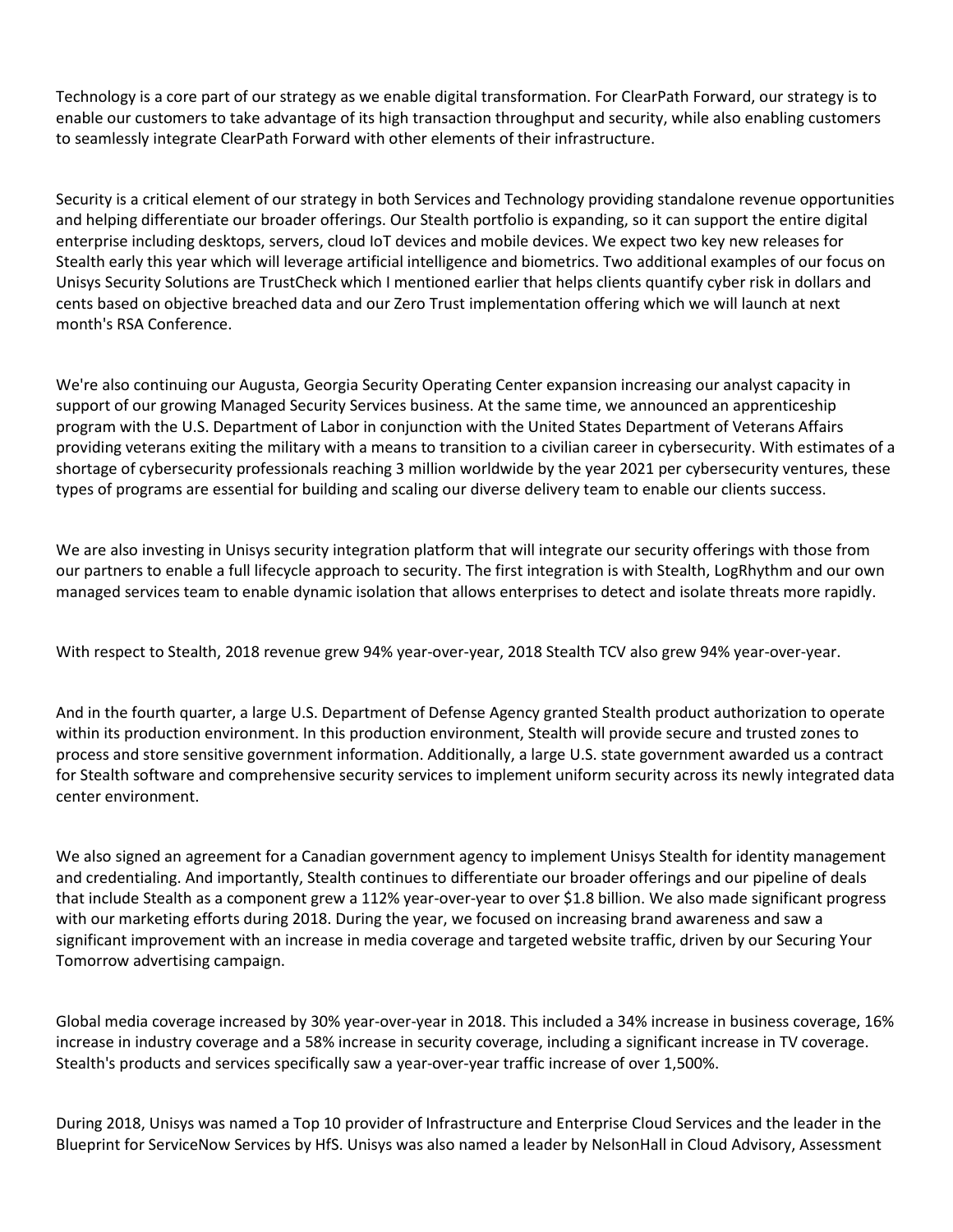Technology is a core part of our strategy as we enable digital transformation. For ClearPath Forward, our strategy is to enable our customers to take advantage of its high transaction throughput and security, while also enabling customers to seamlessly integrate ClearPath Forward with other elements of their infrastructure.

Security is a critical element of our strategy in both Services and Technology providing standalone revenue opportunities and helping differentiate our broader offerings. Our Stealth portfolio is expanding, so it can support the entire digital enterprise including desktops, servers, cloud IoT devices and mobile devices. We expect two key new releases for Stealth early this year which will leverage artificial intelligence and biometrics. Two additional examples of our focus on Unisys Security Solutions are TrustCheck which I mentioned earlier that helps clients quantify cyber risk in dollars and cents based on objective breached data and our Zero Trust implementation offering which we will launch at next month's RSA Conference.

We're also continuing our Augusta, Georgia Security Operating Center expansion increasing our analyst capacity in support of our growing Managed Security Services business. At the same time, we announced an apprenticeship program with the U.S. Department of Labor in conjunction with the United States Department of Veterans Affairs providing veterans exiting the military with a means to transition to a civilian career in cybersecurity. With estimates of a shortage of cybersecurity professionals reaching 3 million worldwide by the year 2021 per cybersecurity ventures, these types of programs are essential for building and scaling our diverse delivery team to enable our clients success.

We are also investing in Unisys security integration platform that will integrate our security offerings with those from our partners to enable a full lifecycle approach to security. The first integration is with Stealth, LogRhythm and our own managed services team to enable dynamic isolation that allows enterprises to detect and isolate threats more rapidly.

With respect to Stealth, 2018 revenue grew 94% year-over-year, 2018 Stealth TCV also grew 94% year-over-year.

And in the fourth quarter, a large U.S. Department of Defense Agency granted Stealth product authorization to operate within its production environment. In this production environment, Stealth will provide secure and trusted zones to process and store sensitive government information. Additionally, a large U.S. state government awarded us a contract for Stealth software and comprehensive security services to implement uniform security across its newly integrated data center environment.

We also signed an agreement for a Canadian government agency to implement Unisys Stealth for identity management and credentialing. And importantly, Stealth continues to differentiate our broader offerings and our pipeline of deals that include Stealth as a component grew a 112% year-over-year to over $1.8 billion. We also made significant progress with our marketing efforts during 2018. During the year, we focused on increasing brand awareness and saw a significant improvement with an increase in media coverage and targeted website traffic, driven by our Securing Your Tomorrow advertising campaign.

Global media coverage increased by 30% year-over-year in 2018. This included a 34% increase in business coverage, 16% increase in industry coverage and a 58% increase in security coverage, including a significant increase in TV coverage. Stealth's products and services specifically saw a year-over-year traffic increase of over 1,500%.

During 2018, Unisys was named a Top 10 provider of Infrastructure and Enterprise Cloud Services and the leader in the Blueprint for ServiceNow Services by HfS. Unisys was also named a leader by NelsonHall in Cloud Advisory, Assessment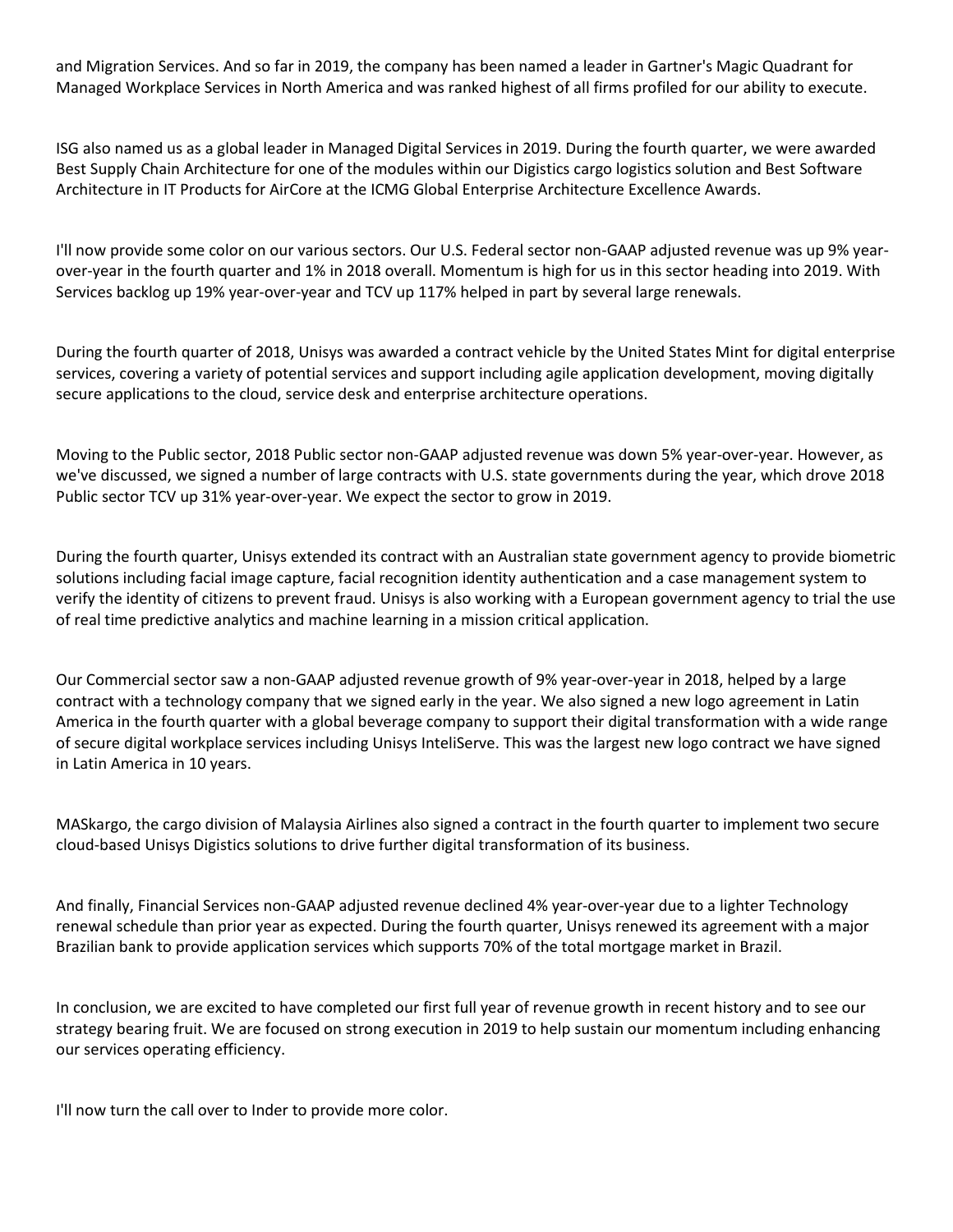and Migration Services. And so far in 2019, the company has been named a leader in Gartner's Magic Quadrant for Managed Workplace Services in North America and was ranked highest of all firms profiled for our ability to execute.

ISG also named us as a global leader in Managed Digital Services in 2019. During the fourth quarter, we were awarded Best Supply Chain Architecture for one of the modules within our Digistics cargo logistics solution and Best Software Architecture in IT Products for AirCore at the ICMG Global Enterprise Architecture Excellence Awards.

I'll now provide some color on our various sectors. Our U.S. Federal sector non-GAAP adjusted revenue was up 9% year-over-year in the fourth quarter and 1% in 2018 overall. Momentum is high for us in this sector heading into 2019. With Services backlog up 19% year-over-year and TCV up 117% helped in part by several large renewals.

During the fourth quarter of 2018, Unisys was awarded a contract vehicle by the United States Mint for digital enterprise services, covering a variety of potential services and support including agile application development, moving digitally secure applications to the cloud, service desk and enterprise architecture operations.

Moving to the Public sector, 2018 Public sector non-GAAP adjusted revenue was down 5% year-over-year. However, as we've discussed, we signed a number of large contracts with U.S. state governments during the year, which drove 2018 Public sector TCV up 31% year-over-year. We expect the sector to grow in 2019.

During the fourth quarter, Unisys extended its contract with an Australian state government agency to provide biometric solutions including facial image capture, facial recognition identity authentication and a case management system to verify the identity of citizens to prevent fraud. Unisys is also working with a European government agency to trial the use of real time predictive analytics and machine learning in a mission critical application.

Our Commercial sector saw a non-GAAP adjusted revenue growth of 9% year-over-year in 2018, helped by a large contract with a technology company that we signed early in the year. We also signed a new logo agreement in Latin America in the fourth quarter with a global beverage company to support their digital transformation with a wide range of secure digital workplace services including Unisys InteliServe. This was the largest new logo contract we have signed in Latin America in 10 years.

MASkargo, the cargo division of Malaysia Airlines also signed a contract in the fourth quarter to implement two secure cloud-based Unisys Digistics solutions to drive further digital transformation of its business.

And finally, Financial Services non-GAAP adjusted revenue declined 4% year-over-year due to a lighter Technology renewal schedule than prior year as expected. During the fourth quarter, Unisys renewed its agreement with a major Brazilian bank to provide application services which supports 70% of the total mortgage market in Brazil.

In conclusion, we are excited to have completed our first full year of revenue growth in recent history and to see our strategy bearing fruit. We are focused on strong execution in 2019 to help sustain our momentum including enhancing our services operating efficiency.

I'll now turn the call over to Inder to provide more color.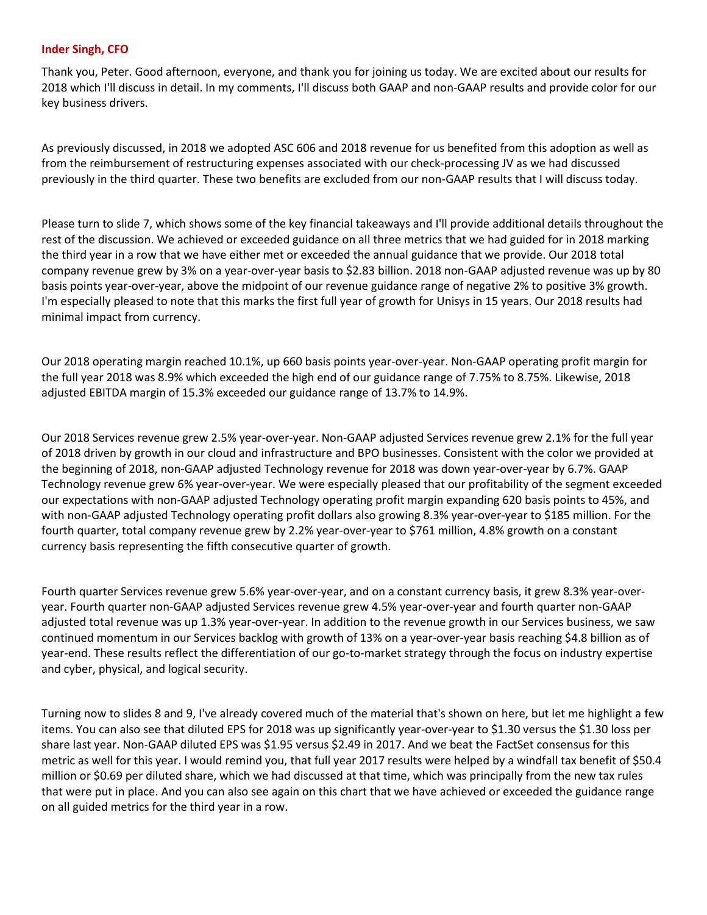**Inder Singh, CFO**

Thank you, Peter. Good afternoon, everyone, and thank you for joining us today. We are excited about our results for 2018 which I'll discuss in detail. In my comments, I'll discuss both GAAP and non-GAAP results and provide color for our key business drivers.

As previously discussed, in 2018 we adopted ASC 606 and 2018 revenue for us benefited from this adoption as well as from the reimbursement of restructuring expenses associated with our check-processing JV as we had discussed previously in the third quarter. These two benefits are excluded from our non-GAAP results that I will discuss today.

Please turn to slide 7, which shows some of the key financial takeaways and I'll provide additional details throughout the rest of the discussion. We achieved or exceeded guidance on all three metrics that we had guided for in 2018 marking the third year in a row that we have either met or exceeded the annual guidance that we provide. Our 2018 total company revenue grew by 3% on a year-over-year basis to $2.83 billion. 2018 non-GAAP adjusted revenue was up by 80 basis points year-over-year, above the midpoint of our revenue guidance range of negative 2% to positive 3% growth. I'm especially pleased to note that this marks the first full year of growth for Unisys in 15 years. Our 2018 results had minimal impact from currency.

Our 2018 operating margin reached 10.1%, up 660 basis points year-over-year. Non-GAAP operating profit margin for the full year 2018 was 8.9% which exceeded the high end of our guidance range of 7.75% to 8.75%. Likewise, 2018 adjusted EBITDA margin of 15.3% exceeded our guidance range of 13.7% to 14.9%.

Our 2018 Services revenue grew 2.5% year-over-year. Non-GAAP adjusted Services revenue grew 2.1% for the full year of 2018 driven by growth in our cloud and infrastructure and BPO businesses. Consistent with the color we provided at the beginning of 2018, non-GAAP adjusted Technology revenue for 2018 was down year-over-year by 6.7%. GAAP Technology revenue grew 6% year-over-year. We were especially pleased that our profitability of the segment exceeded our expectations with non-GAAP adjusted Technology operating profit margin expanding 620 basis points to 45%, and with non-GAAP adjusted Technology operating profit dollars also growing 8.3% year-over-year to $185 million. For the fourth quarter, total company revenue grew by 2.2% year-over-year to $761 million, 4.8% growth on a constant currency basis representing the fifth consecutive quarter of growth.

Fourth quarter Services revenue grew 5.6% year-over-year, and on a constant currency basis, it grew 8.3% year-over-year. Fourth quarter non-GAAP adjusted Services revenue grew 4.5% year-over-year and fourth quarter non-GAAP adjusted total revenue was up 1.3% year-over-year. In addition to the revenue growth in our Services business, we saw continued momentum in our Services backlog with growth of 13% on a year-over-year basis reaching $4.8 billion as of year-end. These results reflect the differentiation of our go-to-market strategy through the focus on industry expertise and cyber, physical, and logical security.

Turning now to slides 8 and 9, I've already covered much of the material that's shown on here, but let me highlight a few items. You can also see that diluted EPS for 2018 was up significantly year-over-year to $1.30 versus the $1.30 loss per share last year. Non-GAAP diluted EPS was $1.95 versus $2.49 in 2017. And we beat the FactSet consensus for this metric as well for this year. I would remind you, that full year 2017 results were helped by a windfall tax benefit of $50.4 million or $0.69 per diluted share, which we had discussed at that time, which was principally from the new tax rules that were put in place. And you can also see again on this chart that we have achieved or exceeded the guidance range on all guided metrics for the third year in a row.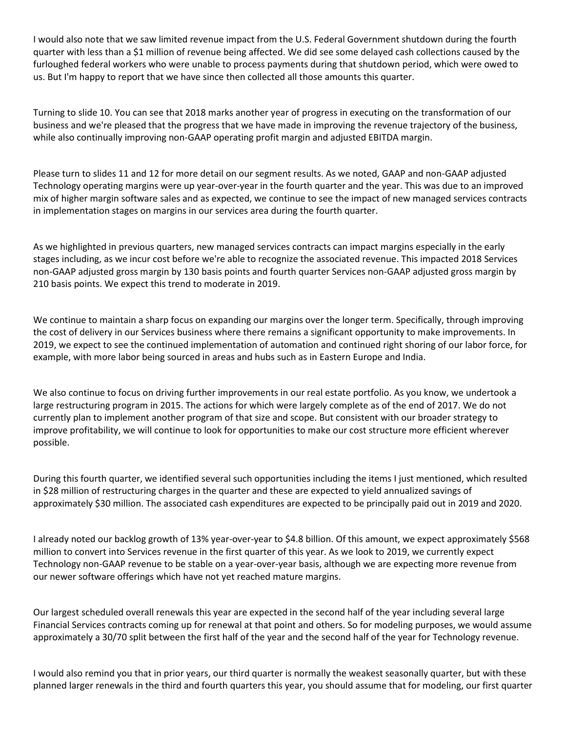I would also note that we saw limited revenue impact from the U.S. Federal Government shutdown during the fourth quarter with less than a $1 million of revenue being affected. We did see some delayed cash collections caused by the furloughed federal workers who were unable to process payments during that shutdown period, which were owed to us. But I'm happy to report that we have since then collected all those amounts this quarter.

Turning to slide 10. You can see that 2018 marks another year of progress in executing on the transformation of our business and we're pleased that the progress that we have made in improving the revenue trajectory of the business, while also continually improving non-GAAP operating profit margin and adjusted EBITDA margin.

Please turn to slides 11 and 12 for more detail on our segment results. As we noted, GAAP and non-GAAP adjusted Technology operating margins were up year-over-year in the fourth quarter and the year. This was due to an improved mix of higher margin software sales and as expected, we continue to see the impact of new managed services contracts in implementation stages on margins in our services area during the fourth quarter.

As we highlighted in previous quarters, new managed services contracts can impact margins especially in the early stages including, as we incur cost before we're able to recognize the associated revenue. This impacted 2018 Services non-GAAP adjusted gross margin by 130 basis points and fourth quarter Services non-GAAP adjusted gross margin by 210 basis points. We expect this trend to moderate in 2019.

We continue to maintain a sharp focus on expanding our margins over the longer term. Specifically, through improving the cost of delivery in our Services business where there remains a significant opportunity to make improvements. In 2019, we expect to see the continued implementation of automation and continued right shoring of our labor force, for example, with more labor being sourced in areas and hubs such as in Eastern Europe and India.

We also continue to focus on driving further improvements in our real estate portfolio. As you know, we undertook a large restructuring program in 2015. The actions for which were largely complete as of the end of 2017. We do not currently plan to implement another program of that size and scope. But consistent with our broader strategy to improve profitability, we will continue to look for opportunities to make our cost structure more efficient wherever possible.

During this fourth quarter, we identified several such opportunities including the items I just mentioned, which resulted in $28 million of restructuring charges in the quarter and these are expected to yield annualized savings of approximately $30 million. The associated cash expenditures are expected to be principally paid out in 2019 and 2020.

I already noted our backlog growth of 13% year-over-year to $4.8 billion. Of this amount, we expect approximately $568 million to convert into Services revenue in the first quarter of this year. As we look to 2019, we currently expect Technology non-GAAP revenue to be stable on a year-over-year basis, although we are expecting more revenue from our newer software offerings which have not yet reached mature margins.

Our largest scheduled overall renewals this year are expected in the second half of the year including several large Financial Services contracts coming up for renewal at that point and others. So for modeling purposes, we would assume approximately a 30/70 split between the first half of the year and the second half of the year for Technology revenue.

I would also remind you that in prior years, our third quarter is normally the weakest seasonally quarter, but with these planned larger renewals in the third and fourth quarters this year, you should assume that for modeling, our first quarter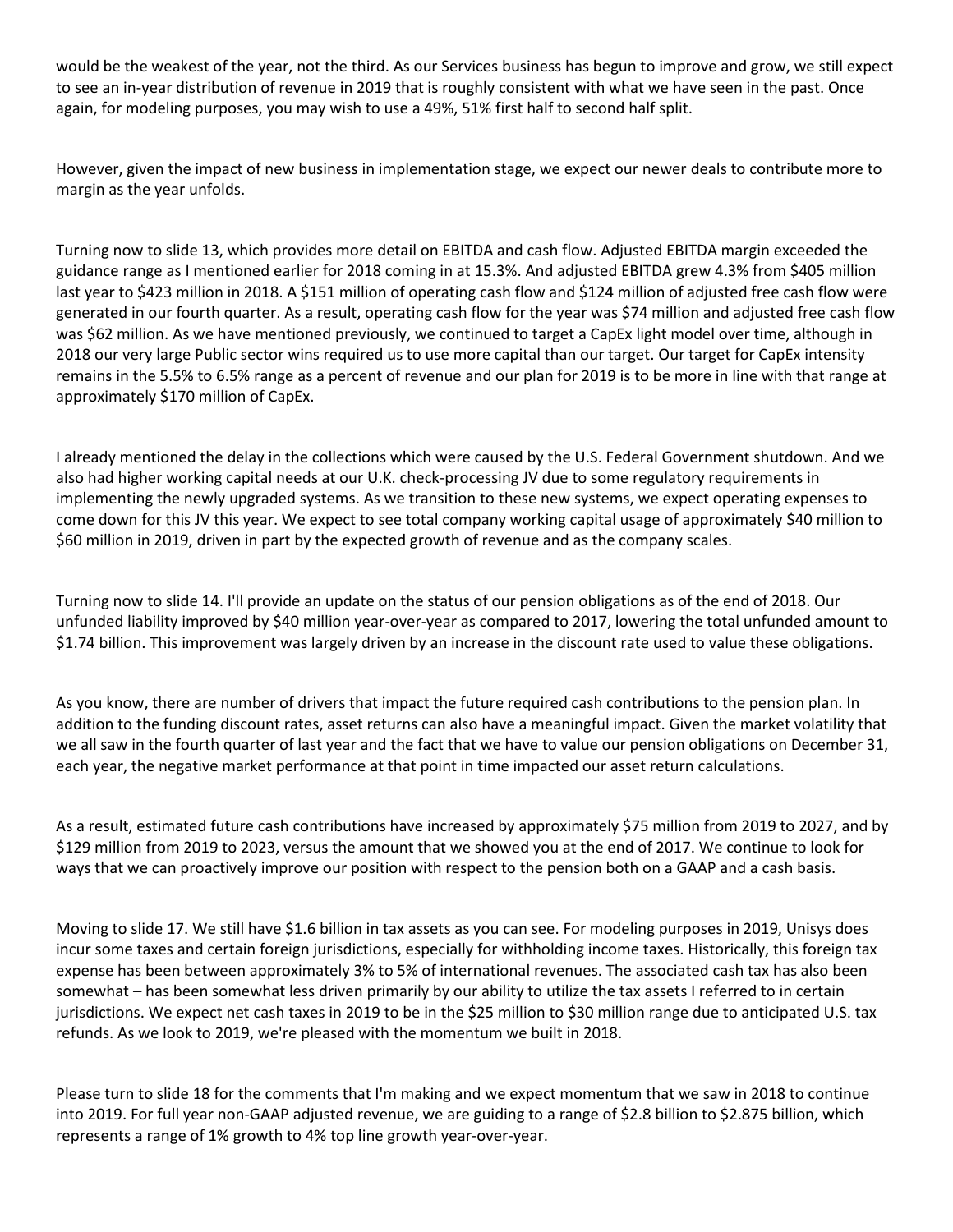would be the weakest of the year, not the third. As our Services business has begun to improve and grow, we still expect to see an in-year distribution of revenue in 2019 that is roughly consistent with what we have seen in the past. Once again, for modeling purposes, you may wish to use a 49%, 51% first half to second half split.

However, given the impact of new business in implementation stage, we expect our newer deals to contribute more to margin as the year unfolds.

Turning now to slide 13, which provides more detail on EBITDA and cash flow. Adjusted EBITDA margin exceeded the guidance range as I mentioned earlier for 2018 coming in at 15.3%. And adjusted EBITDA grew 4.3% from $405 million last year to $423 million in 2018. A $151 million of operating cash flow and $124 million of adjusted free cash flow were generated in our fourth quarter. As a result, operating cash flow for the year was $74 million and adjusted free cash flow was $62 million. As we have mentioned previously, we continued to target a CapEx light model over time, although in 2018 our very large Public sector wins required us to use more capital than our target. Our target for CapEx intensity remains in the 5.5% to 6.5% range as a percent of revenue and our plan for 2019 is to be more in line with that range at approximately $170 million of CapEx.

I already mentioned the delay in the collections which were caused by the U.S. Federal Government shutdown. And we also had higher working capital needs at our U.K. check-processing JV due to some regulatory requirements in implementing the newly upgraded systems. As we transition to these new systems, we expect operating expenses to come down for this JV this year. We expect to see total company working capital usage of approximately $40 million to $60 million in 2019, driven in part by the expected growth of revenue and as the company scales.

Turning now to slide 14. I'll provide an update on the status of our pension obligations as of the end of 2018. Our unfunded liability improved by $40 million year-over-year as compared to 2017, lowering the total unfunded amount to $1.74 billion. This improvement was largely driven by an increase in the discount rate used to value these obligations.

As you know, there are number of drivers that impact the future required cash contributions to the pension plan. In addition to the funding discount rates, asset returns can also have a meaningful impact. Given the market volatility that we all saw in the fourth quarter of last year and the fact that we have to value our pension obligations on December 31, each year, the negative market performance at that point in time impacted our asset return calculations.

As a result, estimated future cash contributions have increased by approximately $75 million from 2019 to 2027, and by $129 million from 2019 to 2023, versus the amount that we showed you at the end of 2017. We continue to look for ways that we can proactively improve our position with respect to the pension both on a GAAP and a cash basis.

Moving to slide 17. We still have $1.6 billion in tax assets as you can see. For modeling purposes in 2019, Unisys does incur some taxes and certain foreign jurisdictions, especially for withholding income taxes. Historically, this foreign tax expense has been between approximately 3% to 5% of international revenues. The associated cash tax has also been somewhat – has been somewhat less driven primarily by our ability to utilize the tax assets I referred to in certain jurisdictions. We expect net cash taxes in 2019 to be in the $25 million to $30 million range due to anticipated U.S. tax refunds. As we look to 2019, we're pleased with the momentum we built in 2018.

Please turn to slide 18 for the comments that I'm making and we expect momentum that we saw in 2018 to continue into 2019. For full year non-GAAP adjusted revenue, we are guiding to a range of $2.8 billion to $2.875 billion, which represents a range of 1% growth to 4% top line growth year-over-year.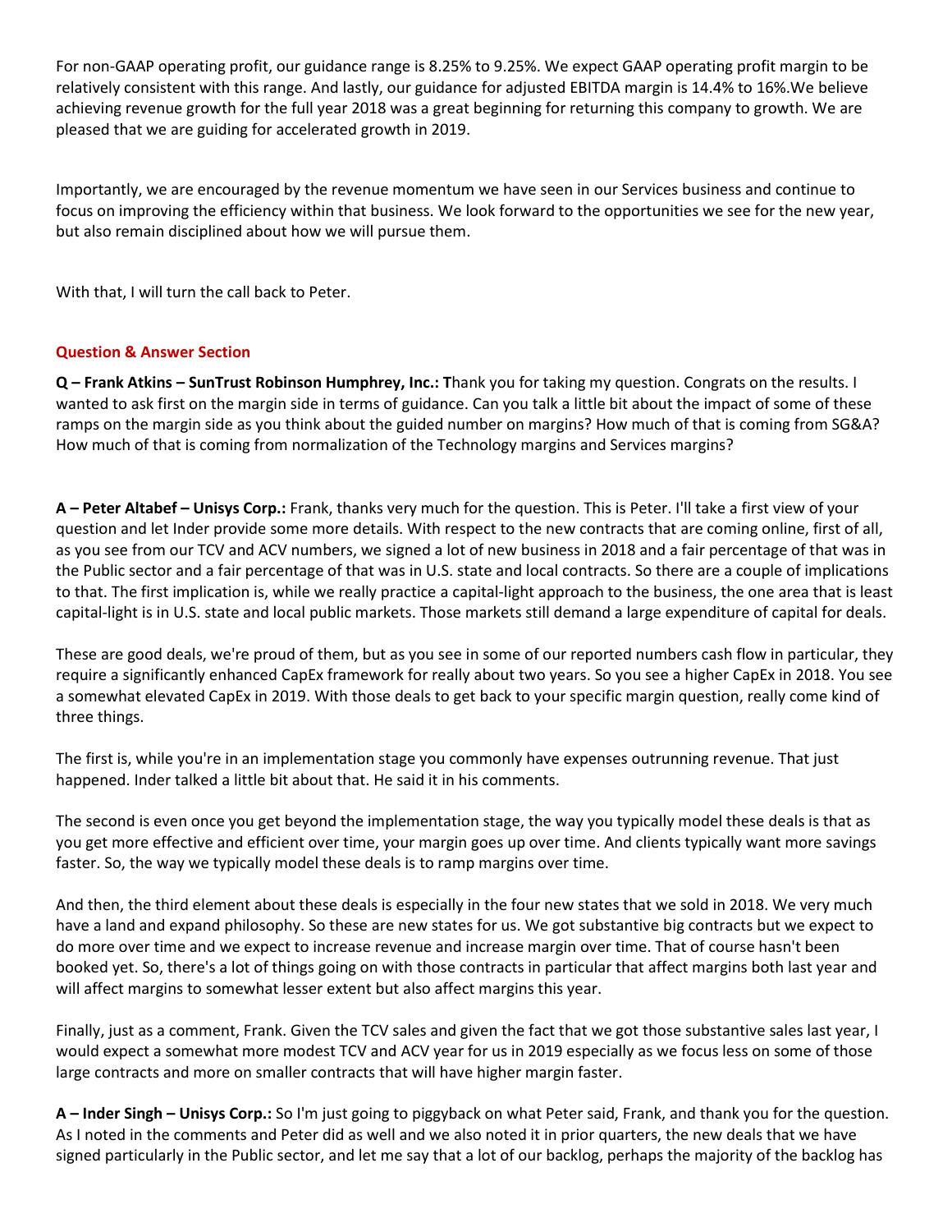For non-GAAP operating profit, our guidance range is 8.25% to 9.25%. We expect GAAP operating profit margin to be relatively consistent with this range. And lastly, our guidance for adjusted EBITDA margin is 14.4% to 16%.We believe achieving revenue growth for the full year 2018 was a great beginning for returning this company to growth. We are pleased that we are guiding for accelerated growth in 2019.

Importantly, we are encouraged by the revenue momentum we have seen in our Services business and continue to focus on improving the efficiency within that business. We look forward to the opportunities we see for the new year, but also remain disciplined about how we will pursue them.

With that, I will turn the call back to Peter.

## Question & Answer Section

**Q – Frank Atkins – SunTrust Robinson Humphrey, Inc.: T**hank you for taking my question. Congrats on the results. I wanted to ask first on the margin side in terms of guidance. Can you talk a little bit about the impact of some of these ramps on the margin side as you think about the guided number on margins? How much of that is coming from SG&A? How much of that is coming from normalization of the Technology margins and Services margins?

**A – Peter Altabef – Unisys Corp.:** Frank, thanks very much for the question. This is Peter. I'll take a first view of your question and let Inder provide some more details. With respect to the new contracts that are coming online, first of all, as you see from our TCV and ACV numbers, we signed a lot of new business in 2018 and a fair percentage of that was in the Public sector and a fair percentage of that was in U.S. state and local contracts. So there are a couple of implications to that. The first implication is, while we really practice a capital-light approach to the business, the one area that is least capital-light is in U.S. state and local public markets. Those markets still demand a large expenditure of capital for deals.

These are good deals, we're proud of them, but as you see in some of our reported numbers cash flow in particular, they require a significantly enhanced CapEx framework for really about two years. So you see a higher CapEx in 2018. You see a somewhat elevated CapEx in 2019. With those deals to get back to your specific margin question, really come kind of three things.

The first is, while you're in an implementation stage you commonly have expenses outrunning revenue. That just happened. Inder talked a little bit about that. He said it in his comments.

The second is even once you get beyond the implementation stage, the way you typically model these deals is that as you get more effective and efficient over time, your margin goes up over time. And clients typically want more savings faster. So, the way we typically model these deals is to ramp margins over time.

And then, the third element about these deals is especially in the four new states that we sold in 2018. We very much have a land and expand philosophy. So these are new states for us. We got substantive big contracts but we expect to do more over time and we expect to increase revenue and increase margin over time. That of course hasn't been booked yet. So, there's a lot of things going on with those contracts in particular that affect margins both last year and will affect margins to somewhat lesser extent but also affect margins this year.

Finally, just as a comment, Frank. Given the TCV sales and given the fact that we got those substantive sales last year, I would expect a somewhat more modest TCV and ACV year for us in 2019 especially as we focus less on some of those large contracts and more on smaller contracts that will have higher margin faster.

**A – Inder Singh – Unisys Corp.:** So I'm just going to piggyback on what Peter said, Frank, and thank you for the question. As I noted in the comments and Peter did as well and we also noted it in prior quarters, the new deals that we have signed particularly in the Public sector, and let me say that a lot of our backlog, perhaps the majority of the backlog has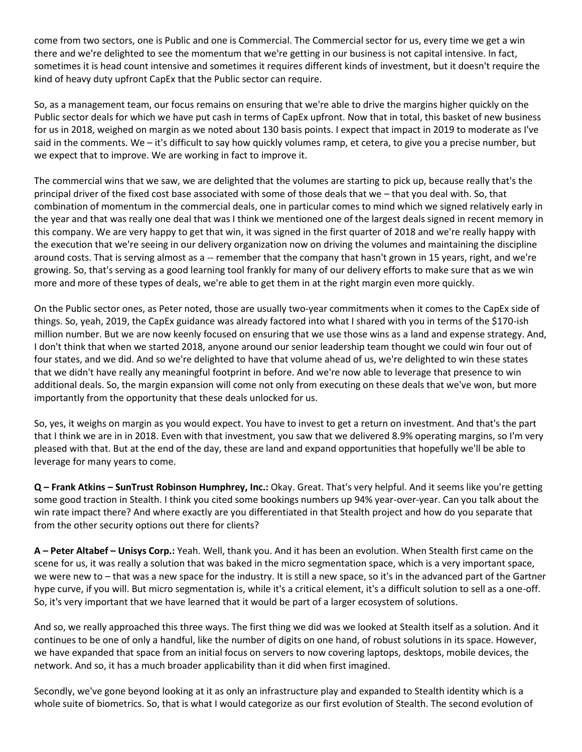come from two sectors, one is Public and one is Commercial. The Commercial sector for us, every time we get a win there and we're delighted to see the momentum that we're getting in our business is not capital intensive. In fact, sometimes it is head count intensive and sometimes it requires different kinds of investment, but it doesn't require the kind of heavy duty upfront CapEx that the Public sector can require.

So, as a management team, our focus remains on ensuring that we're able to drive the margins higher quickly on the Public sector deals for which we have put cash in terms of CapEx upfront. Now that in total, this basket of new business for us in 2018, weighed on margin as we noted about 130 basis points. I expect that impact in 2019 to moderate as I've said in the comments. We – it's difficult to say how quickly volumes ramp, et cetera, to give you a precise number, but we expect that to improve. We are working in fact to improve it.

The commercial wins that we saw, we are delighted that the volumes are starting to pick up, because really that's the principal driver of the fixed cost base associated with some of those deals that we – that you deal with. So, that combination of momentum in the commercial deals, one in particular comes to mind which we signed relatively early in the year and that was really one deal that was I think we mentioned one of the largest deals signed in recent memory in this company. We are very happy to get that win, it was signed in the first quarter of 2018 and we're really happy with the execution that we're seeing in our delivery organization now on driving the volumes and maintaining the discipline around costs. That is serving almost as a -- remember that the company that hasn't grown in 15 years, right, and we're growing. So, that's serving as a good learning tool frankly for many of our delivery efforts to make sure that as we win more and more of these types of deals, we're able to get them in at the right margin even more quickly.

On the Public sector ones, as Peter noted, those are usually two-year commitments when it comes to the CapEx side of things. So, yeah, 2019, the CapEx guidance was already factored into what I shared with you in terms of the $170-ish million number. But we are now keenly focused on ensuring that we use those wins as a land and expense strategy. And, I don't think that when we started 2018, anyone around our senior leadership team thought we could win four out of four states, and we did. And so we're delighted to have that volume ahead of us, we're delighted to win these states that we didn't have really any meaningful footprint in before. And we're now able to leverage that presence to win additional deals. So, the margin expansion will come not only from executing on these deals that we've won, but more importantly from the opportunity that these deals unlocked for us.

So, yes, it weighs on margin as you would expect. You have to invest to get a return on investment. And that's the part that I think we are in in 2018. Even with that investment, you saw that we delivered 8.9% operating margins, so I'm very pleased with that. But at the end of the day, these are land and expand opportunities that hopefully we'll be able to leverage for many years to come.

**Q – Frank Atkins – SunTrust Robinson Humphrey, Inc.:** Okay. Great. That's very helpful. And it seems like you're getting some good traction in Stealth. I think you cited some bookings numbers up 94% year-over-year. Can you talk about the win rate impact there? And where exactly are you differentiated in that Stealth project and how do you separate that from the other security options out there for clients?

**A – Peter Altabef – Unisys Corp.:** Yeah. Well, thank you. And it has been an evolution. When Stealth first came on the scene for us, it was really a solution that was baked in the micro segmentation space, which is a very important space, we were new to – that was a new space for the industry. It is still a new space, so it's in the advanced part of the Gartner hype curve, if you will. But micro segmentation is, while it's a critical element, it's a difficult solution to sell as a one-off. So, it's very important that we have learned that it would be part of a larger ecosystem of solutions.

And so, we really approached this three ways. The first thing we did was we looked at Stealth itself as a solution. And it continues to be one of only a handful, like the number of digits on one hand, of robust solutions in its space. However, we have expanded that space from an initial focus on servers to now covering laptops, desktops, mobile devices, the network. And so, it has a much broader applicability than it did when first imagined.

Secondly, we've gone beyond looking at it as only an infrastructure play and expanded to Stealth identity which is a whole suite of biometrics. So, that is what I would categorize as our first evolution of Stealth. The second evolution of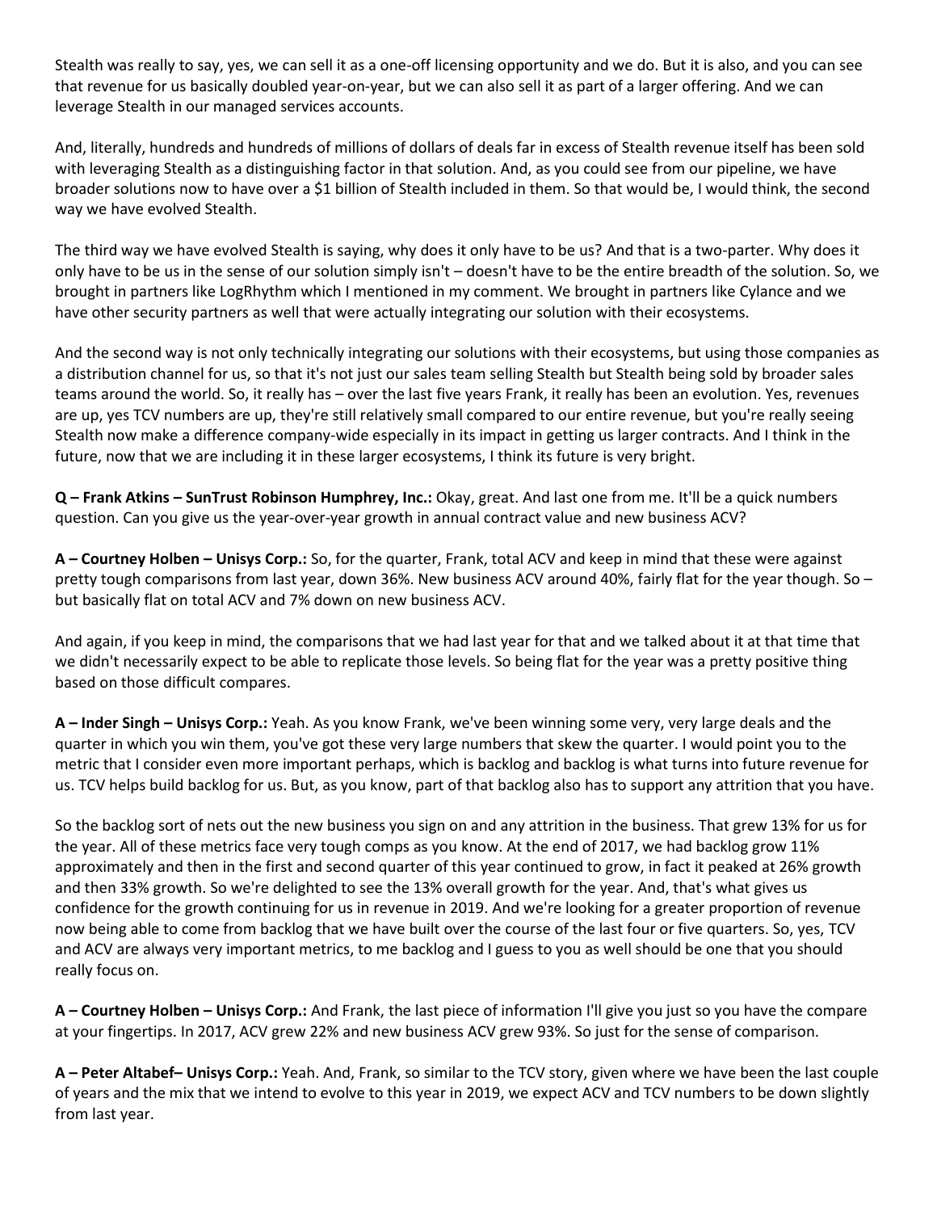Stealth was really to say, yes, we can sell it as a one-off licensing opportunity and we do. But it is also, and you can see that revenue for us basically doubled year-on-year, but we can also sell it as part of a larger offering. And we can leverage Stealth in our managed services accounts.

And, literally, hundreds and hundreds of millions of dollars of deals far in excess of Stealth revenue itself has been sold with leveraging Stealth as a distinguishing factor in that solution. And, as you could see from our pipeline, we have broader solutions now to have over a $1 billion of Stealth included in them. So that would be, I would think, the second way we have evolved Stealth.

The third way we have evolved Stealth is saying, why does it only have to be us? And that is a two-parter. Why does it only have to be us in the sense of our solution simply isn't – doesn't have to be the entire breadth of the solution. So, we brought in partners like LogRhythm which I mentioned in my comment. We brought in partners like Cylance and we have other security partners as well that were actually integrating our solution with their ecosystems.

And the second way is not only technically integrating our solutions with their ecosystems, but using those companies as a distribution channel for us, so that it's not just our sales team selling Stealth but Stealth being sold by broader sales teams around the world. So, it really has – over the last five years Frank, it really has been an evolution. Yes, revenues are up, yes TCV numbers are up, they're still relatively small compared to our entire revenue, but you're really seeing Stealth now make a difference company-wide especially in its impact in getting us larger contracts. And I think in the future, now that we are including it in these larger ecosystems, I think its future is very bright.

**Q – Frank Atkins – SunTrust Robinson Humphrey, Inc.:** Okay, great. And last one from me. It'll be a quick numbers question. Can you give us the year-over-year growth in annual contract value and new business ACV?

**A – Courtney Holben – Unisys Corp.:** So, for the quarter, Frank, total ACV and keep in mind that these were against pretty tough comparisons from last year, down 36%. New business ACV around 40%, fairly flat for the year though. So – but basically flat on total ACV and 7% down on new business ACV.

And again, if you keep in mind, the comparisons that we had last year for that and we talked about it at that time that we didn't necessarily expect to be able to replicate those levels. So being flat for the year was a pretty positive thing based on those difficult compares.

**A – Inder Singh – Unisys Corp.:** Yeah. As you know Frank, we've been winning some very, very large deals and the quarter in which you win them, you've got these very large numbers that skew the quarter. I would point you to the metric that I consider even more important perhaps, which is backlog and backlog is what turns into future revenue for us. TCV helps build backlog for us. But, as you know, part of that backlog also has to support any attrition that you have.

So the backlog sort of nets out the new business you sign on and any attrition in the business. That grew 13% for us for the year. All of these metrics face very tough comps as you know. At the end of 2017, we had backlog grow 11% approximately and then in the first and second quarter of this year continued to grow, in fact it peaked at 26% growth and then 33% growth. So we're delighted to see the 13% overall growth for the year. And, that's what gives us confidence for the growth continuing for us in revenue in 2019. And we're looking for a greater proportion of revenue now being able to come from backlog that we have built over the course of the last four or five quarters. So, yes, TCV and ACV are always very important metrics, to me backlog and I guess to you as well should be one that you should really focus on.

**A – Courtney Holben – Unisys Corp.:** And Frank, the last piece of information I'll give you just so you have the compare at your fingertips. In 2017, ACV grew 22% and new business ACV grew 93%. So just for the sense of comparison.

**A – Peter Altabef– Unisys Corp.:** Yeah. And, Frank, so similar to the TCV story, given where we have been the last couple of years and the mix that we intend to evolve to this year in 2019, we expect ACV and TCV numbers to be down slightly from last year.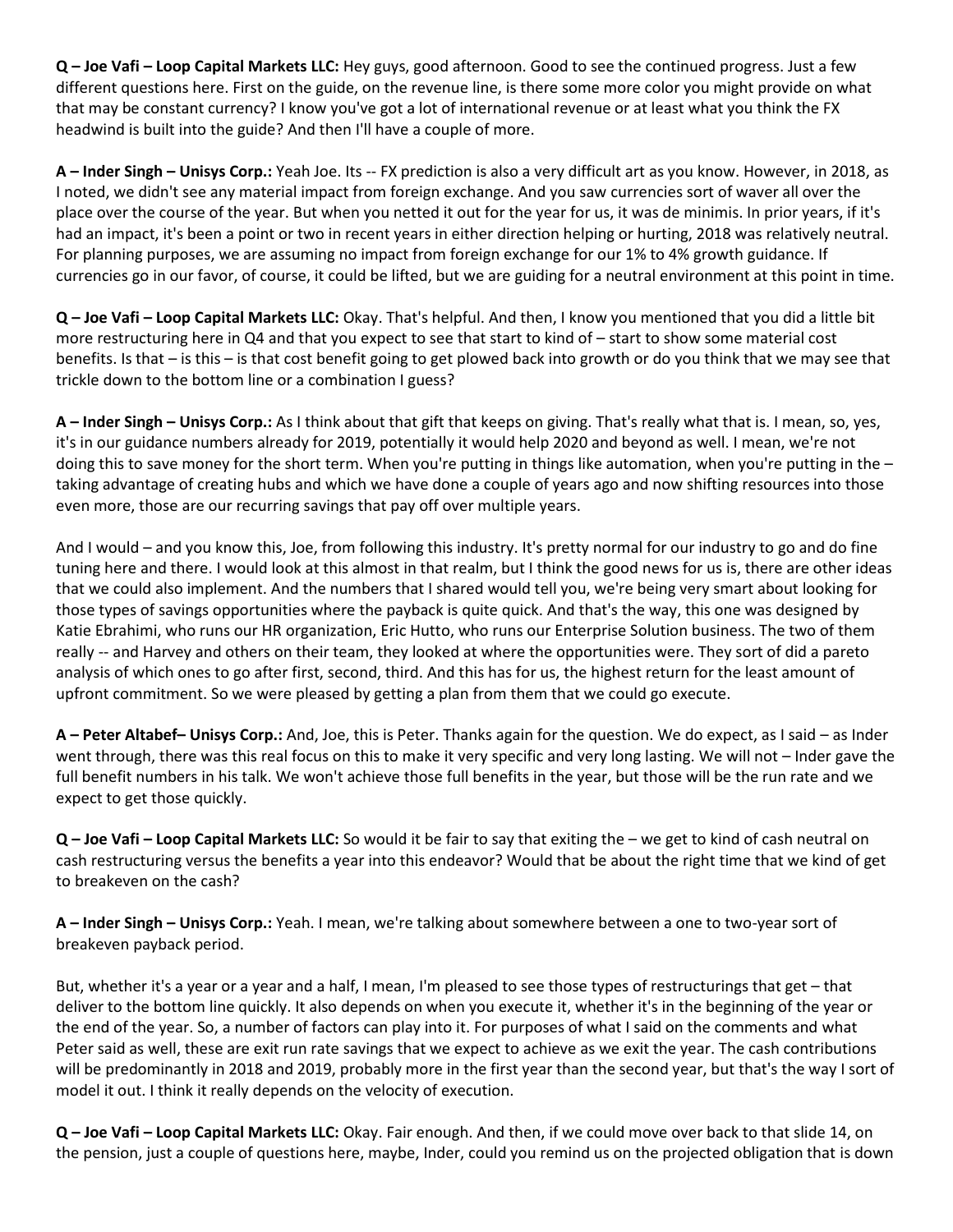**Q – Joe Vafi – Loop Capital Markets LLC:** Hey guys, good afternoon. Good to see the continued progress. Just a few different questions here. First on the guide, on the revenue line, is there some more color you might provide on what that may be constant currency? I know you've got a lot of international revenue or at least what you think the FX headwind is built into the guide? And then I'll have a couple of more.

**A – Inder Singh – Unisys Corp.:** Yeah Joe. Its -- FX prediction is also a very difficult art as you know. However, in 2018, as I noted, we didn't see any material impact from foreign exchange. And you saw currencies sort of waver all over the place over the course of the year. But when you netted it out for the year for us, it was de minimis. In prior years, if it's had an impact, it's been a point or two in recent years in either direction helping or hurting, 2018 was relatively neutral. For planning purposes, we are assuming no impact from foreign exchange for our 1% to 4% growth guidance. If currencies go in our favor, of course, it could be lifted, but we are guiding for a neutral environment at this point in time.

**Q – Joe Vafi – Loop Capital Markets LLC:** Okay. That's helpful. And then, I know you mentioned that you did a little bit more restructuring here in Q4 and that you expect to see that start to kind of – start to show some material cost benefits. Is that – is this – is that cost benefit going to get plowed back into growth or do you think that we may see that trickle down to the bottom line or a combination I guess?

**A – Inder Singh – Unisys Corp.:** As I think about that gift that keeps on giving. That's really what that is. I mean, so, yes, it's in our guidance numbers already for 2019, potentially it would help 2020 and beyond as well. I mean, we're not doing this to save money for the short term. When you're putting in things like automation, when you're putting in the – taking advantage of creating hubs and which we have done a couple of years ago and now shifting resources into those even more, those are our recurring savings that pay off over multiple years.

And I would – and you know this, Joe, from following this industry. It's pretty normal for our industry to go and do fine tuning here and there. I would look at this almost in that realm, but I think the good news for us is, there are other ideas that we could also implement. And the numbers that I shared would tell you, we're being very smart about looking for those types of savings opportunities where the payback is quite quick. And that's the way, this one was designed by Katie Ebrahimi, who runs our HR organization, Eric Hutto, who runs our Enterprise Solution business. The two of them really -- and Harvey and others on their team, they looked at where the opportunities were. They sort of did a pareto analysis of which ones to go after first, second, third. And this has for us, the highest return for the least amount of upfront commitment. So we were pleased by getting a plan from them that we could go execute.

**A – Peter Altabef– Unisys Corp.:** And, Joe, this is Peter. Thanks again for the question. We do expect, as I said – as Inder went through, there was this real focus on this to make it very specific and very long lasting. We will not – Inder gave the full benefit numbers in his talk. We won't achieve those full benefits in the year, but those will be the run rate and we expect to get those quickly.

**Q – Joe Vafi – Loop Capital Markets LLC:** So would it be fair to say that exiting the – we get to kind of cash neutral on cash restructuring versus the benefits a year into this endeavor? Would that be about the right time that we kind of get to breakeven on the cash?

**A – Inder Singh – Unisys Corp.:** Yeah. I mean, we're talking about somewhere between a one to two-year sort of breakeven payback period.

But, whether it's a year or a year and a half, I mean, I'm pleased to see those types of restructurings that get – that deliver to the bottom line quickly. It also depends on when you execute it, whether it's in the beginning of the year or the end of the year. So, a number of factors can play into it. For purposes of what I said on the comments and what Peter said as well, these are exit run rate savings that we expect to achieve as we exit the year. The cash contributions will be predominantly in 2018 and 2019, probably more in the first year than the second year, but that's the way I sort of model it out. I think it really depends on the velocity of execution.

**Q – Joe Vafi – Loop Capital Markets LLC:** Okay. Fair enough. And then, if we could move over back to that slide 14, on the pension, just a couple of questions here, maybe, Inder, could you remind us on the projected obligation that is down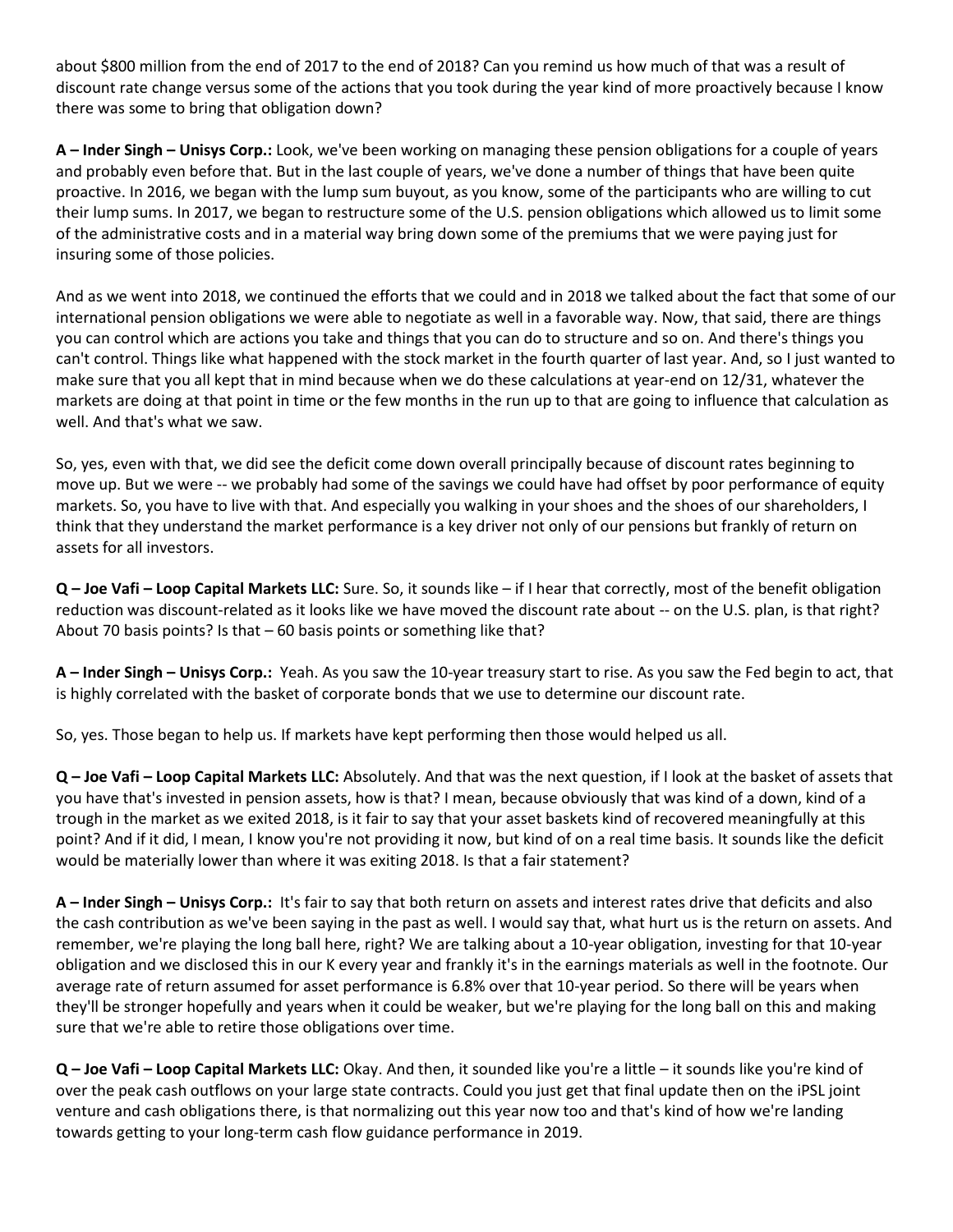about $800 million from the end of 2017 to the end of 2018? Can you remind us how much of that was a result of discount rate change versus some of the actions that you took during the year kind of more proactively because I know there was some to bring that obligation down?

**A – Inder Singh – Unisys Corp.:** Look, we've been working on managing these pension obligations for a couple of years and probably even before that. But in the last couple of years, we've done a number of things that have been quite proactive. In 2016, we began with the lump sum buyout, as you know, some of the participants who are willing to cut their lump sums. In 2017, we began to restructure some of the U.S. pension obligations which allowed us to limit some of the administrative costs and in a material way bring down some of the premiums that we were paying just for insuring some of those policies.

And as we went into 2018, we continued the efforts that we could and in 2018 we talked about the fact that some of our international pension obligations we were able to negotiate as well in a favorable way. Now, that said, there are things you can control which are actions you take and things that you can do to structure and so on. And there's things you can't control. Things like what happened with the stock market in the fourth quarter of last year. And, so I just wanted to make sure that you all kept that in mind because when we do these calculations at year-end on 12/31, whatever the markets are doing at that point in time or the few months in the run up to that are going to influence that calculation as well. And that's what we saw.

So, yes, even with that, we did see the deficit come down overall principally because of discount rates beginning to move up. But we were -- we probably had some of the savings we could have had offset by poor performance of equity markets. So, you have to live with that. And especially you walking in your shoes and the shoes of our shareholders, I think that they understand the market performance is a key driver not only of our pensions but frankly of return on assets for all investors.

**Q – Joe Vafi – Loop Capital Markets LLC:** Sure. So, it sounds like – if I hear that correctly, most of the benefit obligation reduction was discount-related as it looks like we have moved the discount rate about -- on the U.S. plan, is that right? About 70 basis points? Is that – 60 basis points or something like that?

**A – Inder Singh – Unisys Corp.:** Yeah. As you saw the 10-year treasury start to rise. As you saw the Fed begin to act, that is highly correlated with the basket of corporate bonds that we use to determine our discount rate.

So, yes. Those began to help us. If markets have kept performing then those would helped us all.

**Q – Joe Vafi – Loop Capital Markets LLC:** Absolutely. And that was the next question, if I look at the basket of assets that you have that's invested in pension assets, how is that? I mean, because obviously that was kind of a down, kind of a trough in the market as we exited 2018, is it fair to say that your asset baskets kind of recovered meaningfully at this point? And if it did, I mean, I know you're not providing it now, but kind of on a real time basis. It sounds like the deficit would be materially lower than where it was exiting 2018. Is that a fair statement?

**A – Inder Singh – Unisys Corp.:** It's fair to say that both return on assets and interest rates drive that deficits and also the cash contribution as we've been saying in the past as well. I would say that, what hurt us is the return on assets. And remember, we're playing the long ball here, right? We are talking about a 10-year obligation, investing for that 10-year obligation and we disclosed this in our K every year and frankly it's in the earnings materials as well in the footnote. Our average rate of return assumed for asset performance is 6.8% over that 10-year period. So there will be years when they'll be stronger hopefully and years when it could be weaker, but we're playing for the long ball on this and making sure that we're able to retire those obligations over time.

**Q – Joe Vafi – Loop Capital Markets LLC:** Okay. And then, it sounded like you're a little – it sounds like you're kind of over the peak cash outflows on your large state contracts. Could you just get that final update then on the iPSL joint venture and cash obligations there, is that normalizing out this year now too and that's kind of how we're landing towards getting to your long-term cash flow guidance performance in 2019.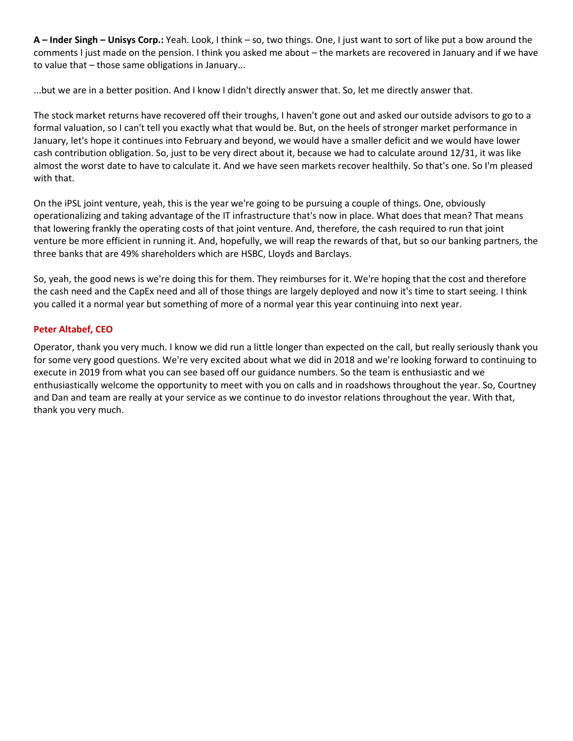**A – Inder Singh – Unisys Corp.:** Yeah. Look, I think – so, two things. One, I just want to sort of like put a bow around the comments I just made on the pension. I think you asked me about – the markets are recovered in January and if we have to value that – those same obligations in January...

...but we are in a better position. And I know I didn't directly answer that. So, let me directly answer that.

The stock market returns have recovered off their troughs, I haven't gone out and asked our outside advisors to go to a formal valuation, so I can't tell you exactly what that would be. But, on the heels of stronger market performance in January, let's hope it continues into February and beyond, we would have a smaller deficit and we would have lower cash contribution obligation. So, just to be very direct about it, because we had to calculate around 12/31, it was like almost the worst date to have to calculate it. And we have seen markets recover healthily. So that's one. So I'm pleased with that.

On the iPSL joint venture, yeah, this is the year we're going to be pursuing a couple of things. One, obviously operationalizing and taking advantage of the IT infrastructure that's now in place. What does that mean? That means that lowering frankly the operating costs of that joint venture. And, therefore, the cash required to run that joint venture be more efficient in running it. And, hopefully, we will reap the rewards of that, but so our banking partners, the three banks that are 49% shareholders which are HSBC, Lloyds and Barclays.

So, yeah, the good news is we're doing this for them. They reimburses for it. We're hoping that the cost and therefore the cash need and the CapEx need and all of those things are largely deployed and now it's time to start seeing. I think you called it a normal year but something of more of a normal year this year continuing into next year.

**Peter Altabef, CEO**

Operator, thank you very much. I know we did run a little longer than expected on the call, but really seriously thank you for some very good questions. We're very excited about what we did in 2018 and we're looking forward to continuing to execute in 2019 from what you can see based off our guidance numbers. So the team is enthusiastic and we enthusiastically welcome the opportunity to meet with you on calls and in roadshows throughout the year. So, Courtney and Dan and team are really at your service as we continue to do investor relations throughout the year. With that, thank you very much.